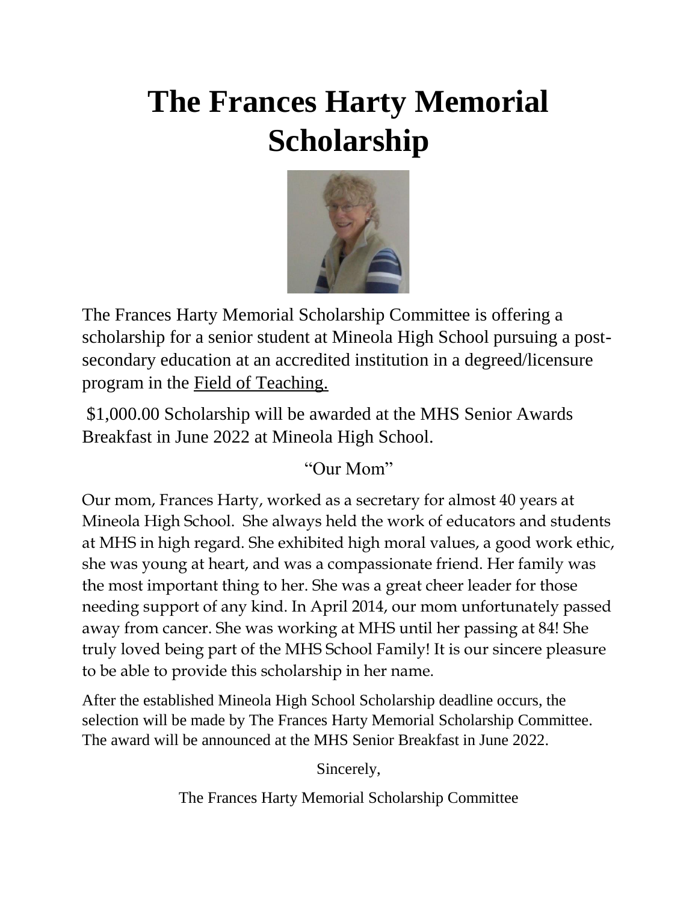# The Frances Harty Memorial Scholarship

The Frances Harty Memorial Scholarship Committee is offering a scholarship for a senior student at Mineola High School pursuing a post-secondary education at an accredited institution in a degreed/licensure program in the Field of Teaching.

$1,000.00 Scholarship will be awarded at the MHS Senior Awards Breakfast in June 2022 at Mineola High School.

"Our Mom"

Our mom, Frances Harty, worked as a secretary for almost 40 years at Mineola High School. She always held the work of educators and students at MHS in high regard. She exhibited high moral values, a good work ethic, she was young at heart, and was a compassionate friend. Her family was the most important thing to her. She was a great cheer leader for those needing support of any kind. In April 2014, our mom unfortunately passed away from cancer. She was working at MHS until her passing at 84! She truly loved being part of the MHS School Family! It is our sincere pleasure to be able to provide this scholarship in her name.

After the established Mineola High School Scholarship deadline occurs, the selection will be made by The Frances Harty Memorial Scholarship Committee. The award will be announced at the MHS Senior Breakfast in June 2022.

Sincerely,

The Frances Harty Memorial Scholarship Committee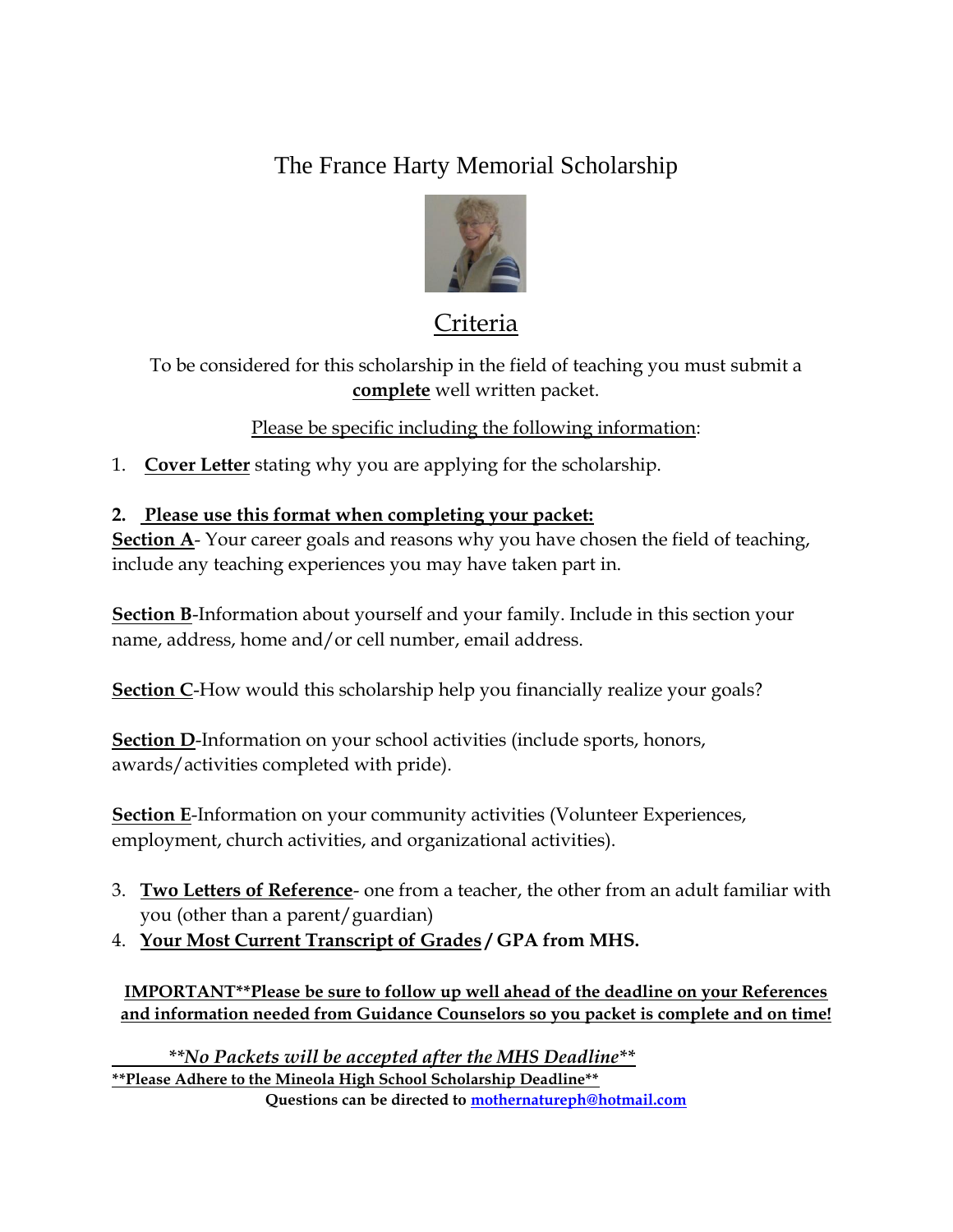# The France Harty Memorial Scholarship

## Criteria

To be considered for this scholarship in the field of teaching you must submit a **complete** well written packet.

Please be specific including the following information:

1. **Cover Letter** stating why you are applying for the scholarship.

2. **Please use this format when completing your packet:**

**Section A**- Your career goals and reasons why you have chosen the field of teaching, include any teaching experiences you may have taken part in.

**Section B**-Information about yourself and your family. Include in this section your name, address, home and/or cell number, email address.

**Section C**-How would this scholarship help you financially realize your goals?

**Section D**-Information on your school activities (include sports, honors, awards/activities completed with pride).

**Section E**-Information on your community activities (Volunteer Experiences, employment, church activities, and organizational activities).

3. **Two Letters of Reference**- one from a teacher, the other from an adult familiar with you (other than a parent/guardian)
4. **Your Most Current Transcript of Grades / GPA from MHS.**

**IMPORTANT**Please be sure to follow up well ahead of the deadline on your References and information needed from Guidance Counselors so you packet is complete and on time!**

***\*\*No Packets will be accepted after the MHS Deadline\*\****

****Please Adhere to the Mineola High School Scholarship Deadline****

**Questions can be directed to mothernatureph@hotmail.com**